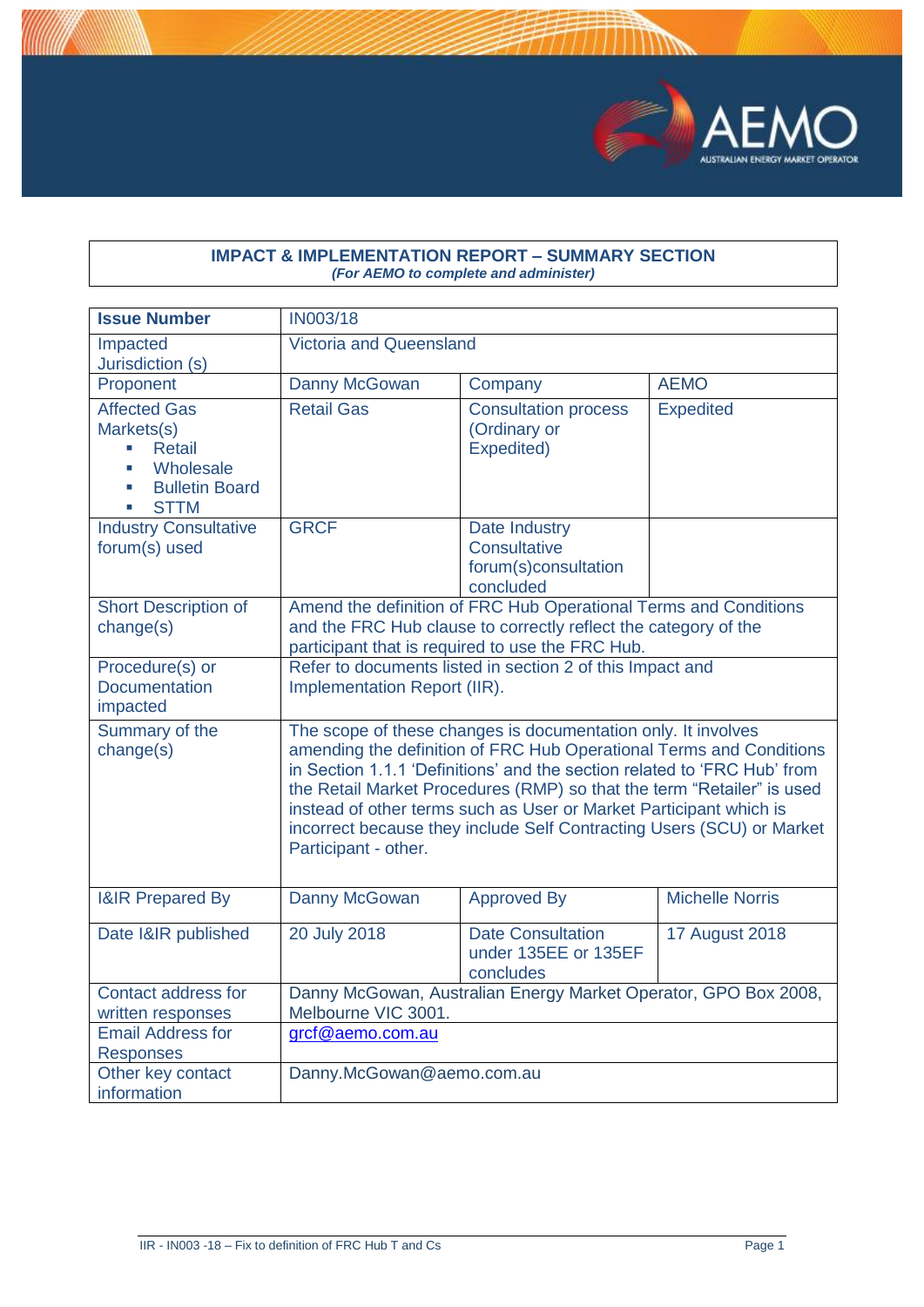## IMPACT & IMPLEMENTATION REPORT – SUMMARY SECTION

*(For AEMO to complete and administer)*

| **Issue Number** | IN003/18 | | |
|---|---|---|---|
| Impacted Jurisdiction (s) | Victoria and Queensland | | |
| Proponent | Danny McGowan | Company | AEMO |
| Affected Gas Markets(s)<br>▪ Retail<br>▪ Wholesale<br>▪ Bulletin Board<br>▪ STTM | Retail Gas | Consultation process (Ordinary or Expedited) | Expedited |
| Industry Consultative forum(s) used | GRCF | Date Industry Consultative forum(s)consultation concluded | |
| Short Description of change(s) | Amend the definition of FRC Hub Operational Terms and Conditions and the FRC Hub clause to correctly reflect the category of the participant that is required to use the FRC Hub. | | |
| Procedure(s) or Documentation impacted | Refer to documents listed in section 2 of this Impact and Implementation Report (IIR). | | |
| Summary of the change(s) | The scope of these changes is documentation only. It involves amending the definition of FRC Hub Operational Terms and Conditions in Section 1.1.1 'Definitions' and the section related to 'FRC Hub' from the Retail Market Procedures (RMP) so that the term "Retailer" is used instead of other terms such as User or Market Participant which is incorrect because they include Self Contracting Users (SCU) or Market Participant - other. | | |
| I&IR Prepared By | Danny McGowan | Approved By | Michelle Norris |
| Date I&IR published | 20 July 2018 | Date Consultation under 135EE or 135EF concludes | 17 August 2018 |
| Contact address for written responses | Danny McGowan, Australian Energy Market Operator, GPO Box 2008, Melbourne VIC 3001. | | |
| Email Address for Responses | grcf@aemo.com.au | | |
| Other key contact information | Danny.McGowan@aemo.com.au | | |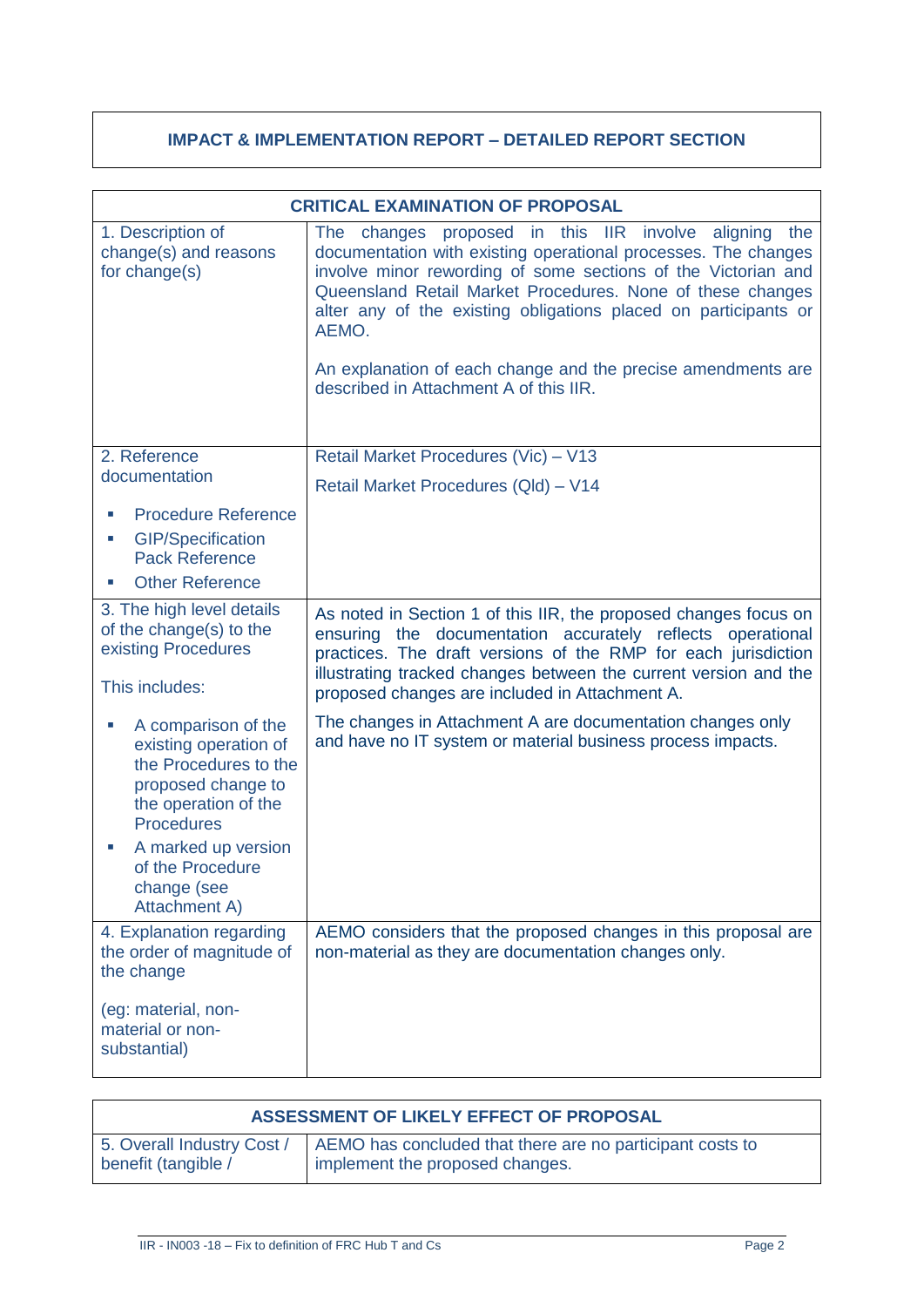## IMPACT & IMPLEMENTATION REPORT – DETAILED REPORT SECTION

| CRITICAL EXAMINATION OF PROPOSAL | |
|---|---|
| 1. Description of change(s) and reasons for change(s) | The changes proposed in this IIR involve aligning the documentation with existing operational processes. The changes involve minor rewording of some sections of the Victorian and Queensland Retail Market Procedures. None of these changes alter any of the existing obligations placed on participants or AEMO.<br><br>An explanation of each change and the precise amendments are described in Attachment A of this IIR. |
| 2. Reference documentation<br>- Procedure Reference<br>- GIP/Specification Pack Reference<br>- Other Reference | Retail Market Procedures (Vic) – V13<br><br>Retail Market Procedures (Qld) – V14 |
| 3. The high level details of the change(s) to the existing Procedures<br><br>This includes:<br>- A comparison of the existing operation of the Procedures to the proposed change to the operation of the Procedures<br>- A marked up version of the Procedure change (see Attachment A) | As noted in Section 1 of this IIR, the proposed changes focus on ensuring the documentation accurately reflects operational practices. The draft versions of the RMP for each jurisdiction illustrating tracked changes between the current version and the proposed changes are included in Attachment A.<br><br>The changes in Attachment A are documentation changes only and have no IT system or material business process impacts. |
| 4. Explanation regarding the order of magnitude of the change<br><br>(eg: material, non-material or non-substantial) | AEMO considers that the proposed changes in this proposal are non-material as they are documentation changes only. |

| ASSESSMENT OF LIKELY EFFECT OF PROPOSAL | |
|---|---|
| 5. Overall Industry Cost / benefit (tangible / | AEMO has concluded that there are no participant costs to implement the proposed changes. |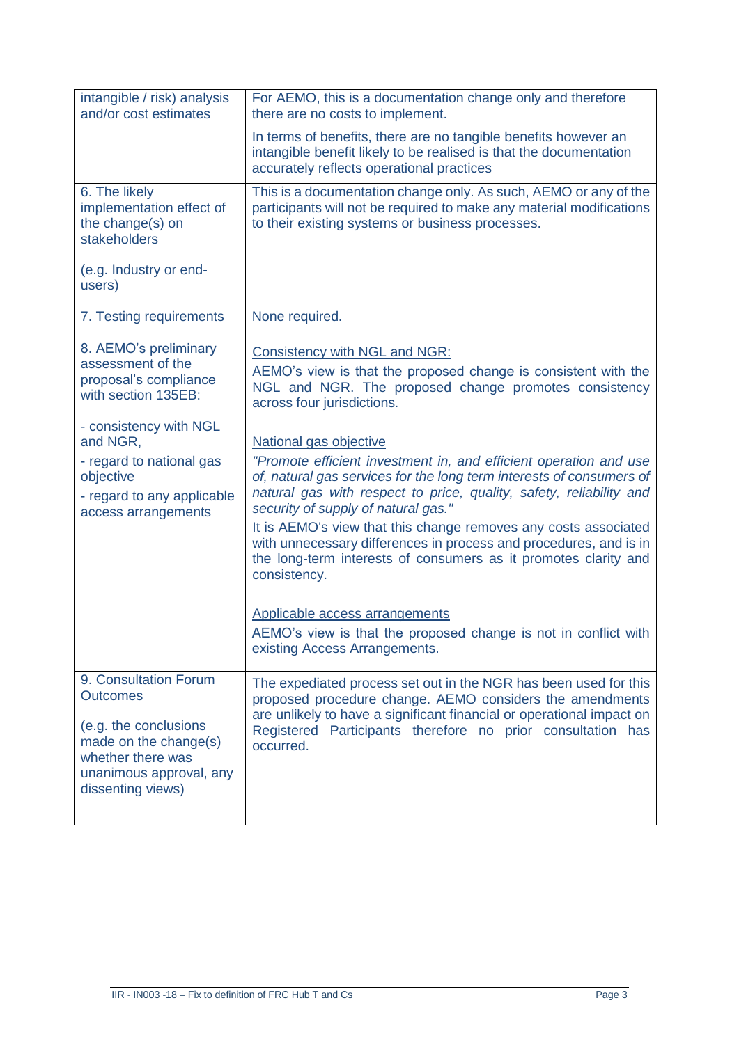| | |
|---|---|
| intangible / risk) analysis and/or cost estimates | For AEMO, this is a documentation change only and therefore there are no costs to implement.<br><br>In terms of benefits, there are no tangible benefits however an intangible benefit likely to be realised is that the documentation accurately reflects operational practices |
| 6. The likely implementation effect of the change(s) on stakeholders<br><br>(e.g. Industry or end-users) | This is a documentation change only. As such, AEMO or any of the participants will not be required to make any material modifications to their existing systems or business processes. |
| 7. Testing requirements | None required. |
| 8. AEMO's preliminary assessment of the proposal's compliance with section 135EB:<br><br>- consistency with NGL and NGR,<br>- regard to national gas objective<br>- regard to any applicable access arrangements | <u>Consistency with NGL and NGR:</u><br>AEMO's view is that the proposed change is consistent with the NGL and NGR. The proposed change promotes consistency across four jurisdictions.<br><br><u>National gas objective</u><br>*"Promote efficient investment in, and efficient operation and use of, natural gas services for the long term interests of consumers of natural gas with respect to price, quality, safety, reliability and security of supply of natural gas."*<br>It is AEMO's view that this change removes any costs associated with unnecessary differences in process and procedures, and is in the long-term interests of consumers as it promotes clarity and consistency.<br><br><u>Applicable access arrangements</u><br>AEMO's view is that the proposed change is not in conflict with existing Access Arrangements. |
| 9. Consultation Forum Outcomes<br><br>(e.g. the conclusions made on the change(s) whether there was unanimous approval, any dissenting views) | The expediated process set out in the NGR has been used for this proposed procedure change. AEMO considers the amendments are unlikely to have a significant financial or operational impact on Registered Participants therefore no prior consultation has occurred. |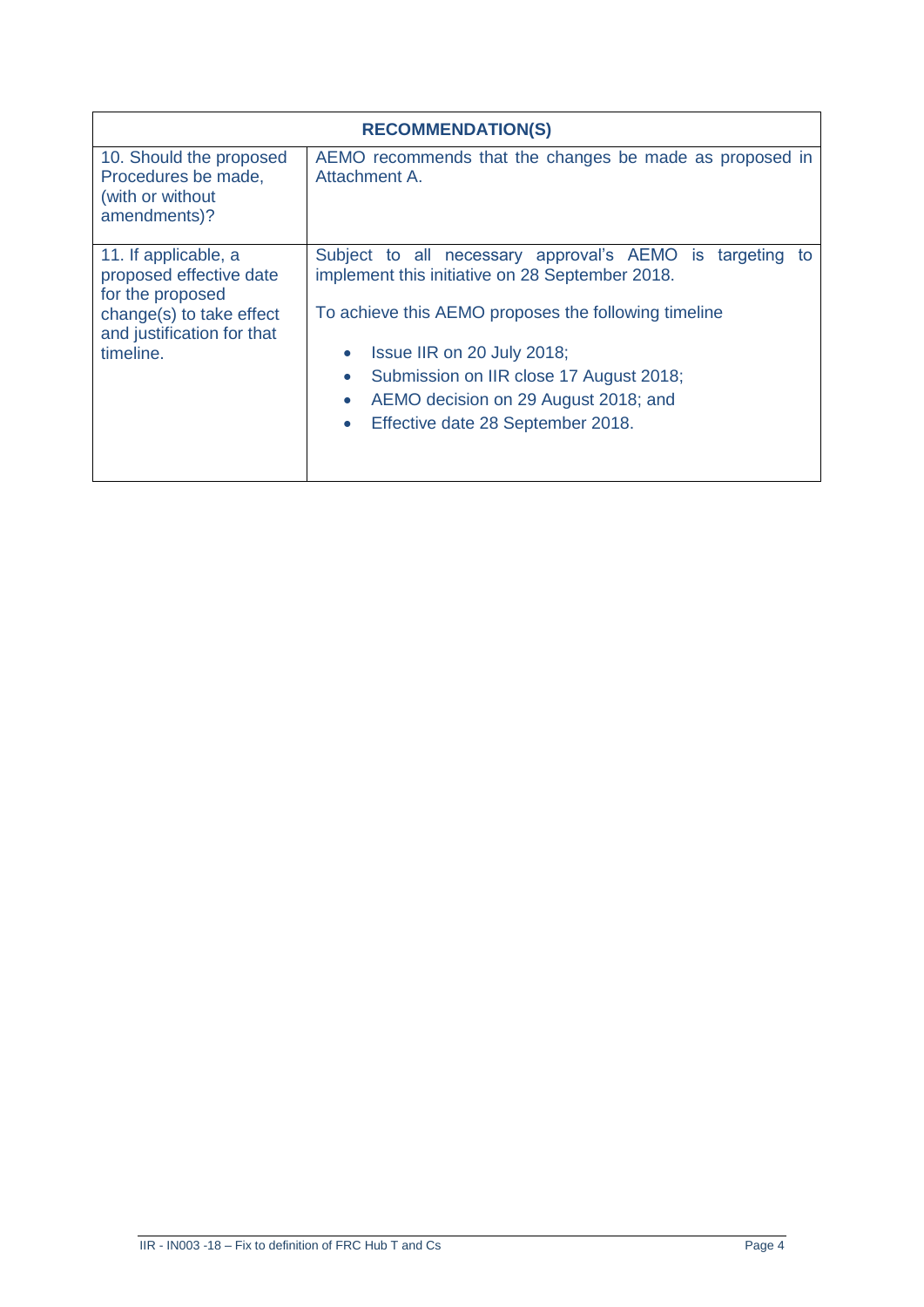| RECOMMENDATION(S) | |
|---|---|
| 10. Should the proposed Procedures be made, (with or without amendments)? | AEMO recommends that the changes be made as proposed in Attachment A. |
| 11. If applicable, a proposed effective date for the proposed change(s) to take effect and justification for that timeline. | Subject to all necessary approval's AEMO is targeting to implement this initiative on 28 September 2018.<br><br>To achieve this AEMO proposes the following timeline<br><br>• Issue IIR on 20 July 2018;<br>• Submission on IIR close 17 August 2018;<br>• AEMO decision on 29 August 2018; and<br>• Effective date 28 September 2018. |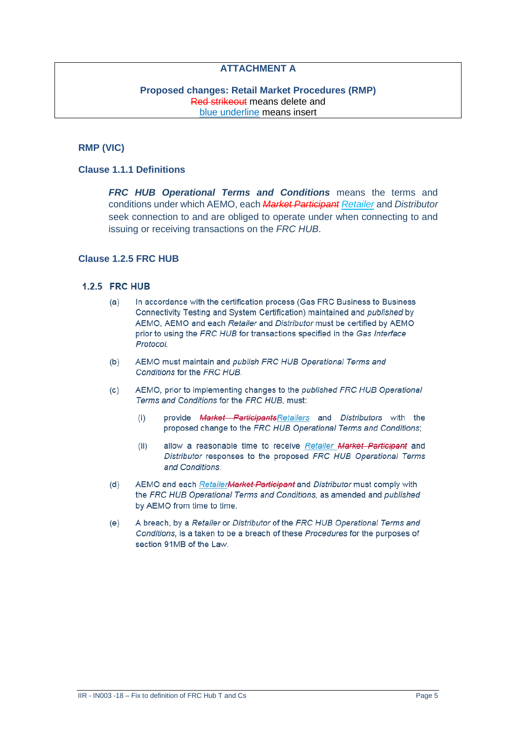**ATTACHMENT A**

**Proposed changes: Retail Market Procedures (RMP)**
~~Red strikeout~~ means delete and
<u>blue underline</u> means insert

### RMP (VIC)

### Clause 1.1.1 Definitions

***FRC HUB Operational Terms and Conditions*** means the terms and conditions under which AEMO, each ~~*Market Participant*~~ <u>*Retailer*</u> and *Distributor* seek connection to and are obliged to operate under when connecting to and issuing or receiving transactions on the *FRC HUB*.

### Clause 1.2.5 FRC HUB

#### 1.2.5 FRC HUB

(a) In accordance with the certification process (Gas FRC Business to Business Connectivity Testing and System Certification) maintained and *published* by AEMO, AEMO and each *Retailer* and *Distributor* must be certified by AEMO prior to using the *FRC HUB* for transactions specified in the *Gas Interface Protocol*.

(b) AEMO must maintain and *publish FRC HUB Operational Terms and Conditions* for the *FRC HUB*.

(c) AEMO, prior to implementing changes to the *published FRC HUB Operational Terms and Conditions* for the *FRC HUB*, must:

(i) provide ~~*Market Participants*~~<u>*Retailers*</u> and *Distributors* with the proposed change to the *FRC HUB Operational Terms and Conditions*;

(ii) allow a reasonable time to receive <u>*Retailer*</u> ~~*Market Participant*~~ and *Distributor* responses to the proposed *FRC HUB Operational Terms and Conditions*.

(d) AEMO and each <u>*Retailer*</u>~~*Market Participant*~~ and *Distributor* must comply with the *FRC HUB Operational Terms and Conditions*, as amended and *published* by AEMO from time to time.

(e) A breach, by a *Retailer* or *Distributor* of the *FRC HUB Operational Terms and Conditions,* is a taken to be a breach of these *Procedures* for the purposes of section 91MB of the Law.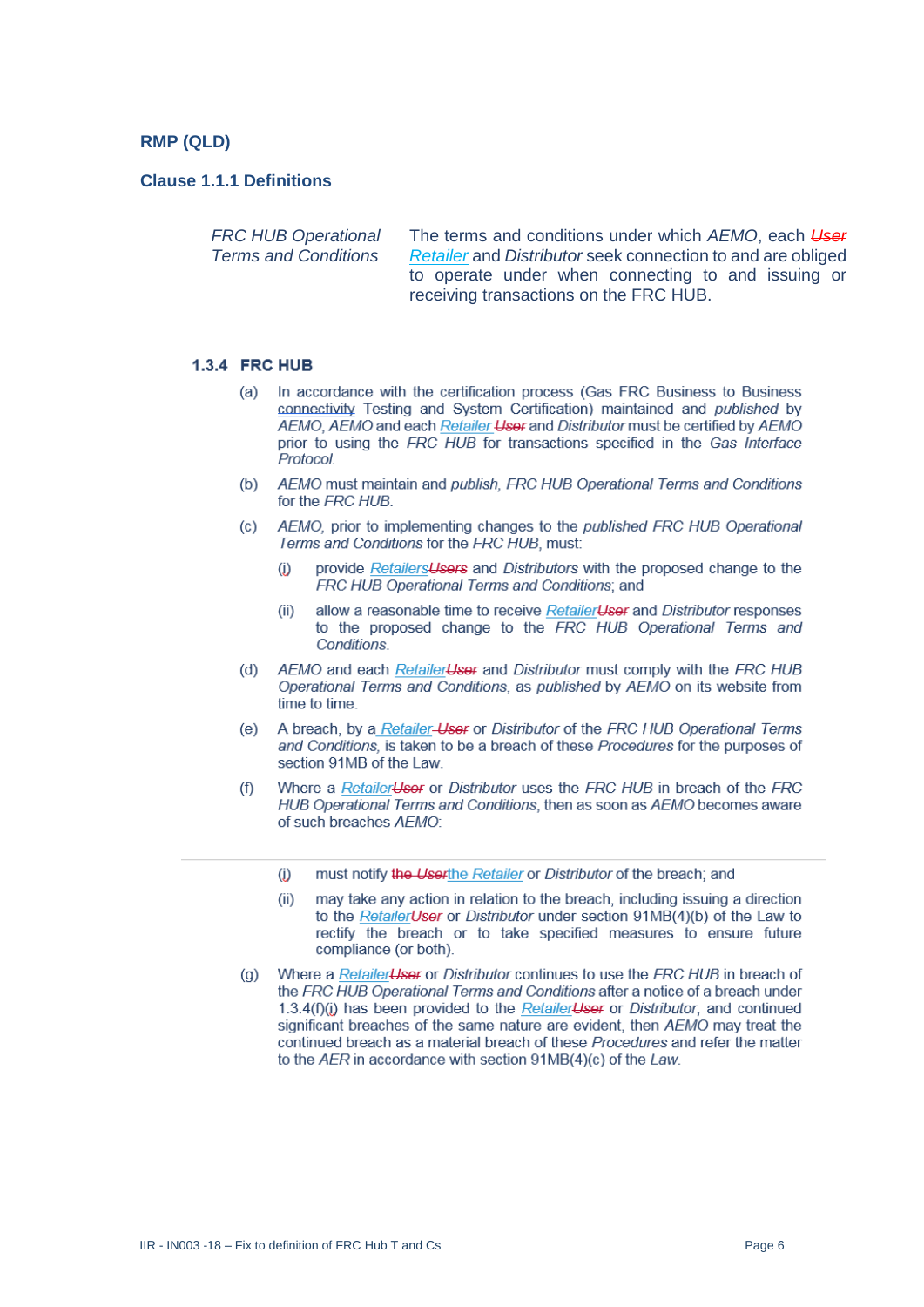## RMP (QLD)

### Clause 1.1.1 Definitions

| | |
|---|---|
| *FRC HUB Operational Terms and Conditions* | The terms and conditions under which *AEMO*, each ~~*User*~~ *Retailer* and *Distributor* seek connection to and are obliged to operate under when connecting to and issuing or receiving transactions on the FRC HUB. |

### 1.3.4 FRC HUB

(a) In accordance with the certification process (Gas FRC Business to Business connectivity Testing and System Certification) maintained and *published* by *AEMO*, *AEMO* and each *Retailer* ~~*User*~~ and *Distributor* must be certified by *AEMO* prior to using the *FRC HUB* for transactions specified in the *Gas Interface Protocol*.

(b) *AEMO* must maintain and *publish*, *FRC HUB Operational Terms and Conditions* for the *FRC HUB*.

(c) *AEMO*, prior to implementing changes to the *published FRC HUB Operational Terms and Conditions* for the *FRC HUB*, must:

(i) provide *Retailers*~~*Users*~~ and *Distributors* with the proposed change to the *FRC HUB Operational Terms and Conditions*; and

(ii) allow a reasonable time to receive *Retailer*~~*User*~~ and *Distributor* responses to the proposed change to the *FRC HUB Operational Terms and Conditions*.

(d) *AEMO* and each *Retailer*~~*User*~~ and *Distributor* must comply with the *FRC HUB Operational Terms and Conditions*, as *published* by *AEMO* on its website from time to time.

(e) A breach, by a *Retailer* ~~*User*~~ or *Distributor* of the *FRC HUB Operational Terms and Conditions*, is taken to be a breach of these *Procedures* for the purposes of section 91MB of the Law.

(f) Where a *Retailer*~~*User*~~ or *Distributor* uses the *FRC HUB* in breach of the *FRC HUB Operational Terms and Conditions*, then as soon as *AEMO* becomes aware of such breaches *AEMO*:

(i) must notify ~~the *User*~~the *Retailer* or *Distributor* of the breach; and

(ii) may take any action in relation to the breach, including issuing a direction to the *Retailer*~~*User*~~ or *Distributor* under section 91MB(4)(b) of the Law to rectify the breach or to take specified measures to ensure future compliance (or both).

(g) Where a *Retailer*~~*User*~~ or *Distributor* continues to use the *FRC HUB* in breach of the *FRC HUB Operational Terms and Conditions* after a notice of a breach under 1.3.4(f)(i) has been provided to the *Retailer*~~*User*~~ or *Distributor*, and continued significant breaches of the same nature are evident, then *AEMO* may treat the continued breach as a material breach of these *Procedures* and refer the matter to the *AER* in accordance with section 91MB(4)(c) of the *Law*.